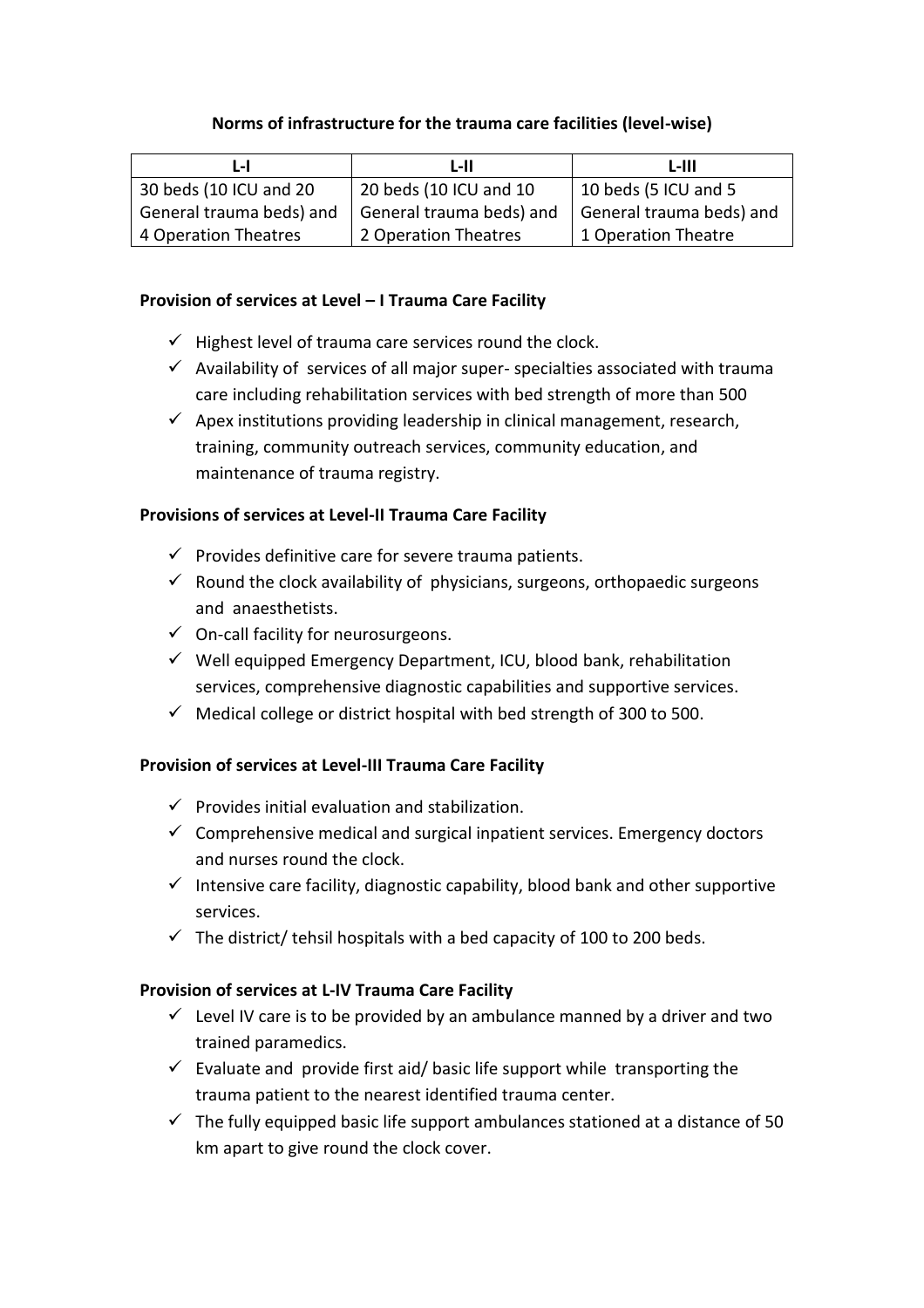## Norms of infrastructure for the trauma care facilities (level-wise)

| L-I | L-II | L-III |
| --- | --- | --- |
| 30 beds (10 ICU and 20 General trauma beds) and 4 Operation Theatres | 20 beds (10 ICU and 10 General trauma beds) and 2 Operation Theatres | 10 beds (5 ICU and 5 General trauma beds) and 1 Operation Theatre |

### Provision of services at Level – I Trauma Care Facility

- ✓ Highest level of trauma care services round the clock.
- ✓ Availability of services of all major super- specialties associated with trauma care including rehabilitation services with bed strength of more than 500
- ✓ Apex institutions providing leadership in clinical management, research, training, community outreach services, community education, and maintenance of trauma registry.

### Provisions of services at Level-II Trauma Care Facility

- ✓ Provides definitive care for severe trauma patients.
- ✓ Round the clock availability of physicians, surgeons, orthopaedic surgeons and anaesthetists.
- ✓ On-call facility for neurosurgeons.
- ✓ Well equipped Emergency Department, ICU, blood bank, rehabilitation services, comprehensive diagnostic capabilities and supportive services.
- ✓ Medical college or district hospital with bed strength of 300 to 500.

### Provision of services at Level-III Trauma Care Facility

- ✓ Provides initial evaluation and stabilization.
- ✓ Comprehensive medical and surgical inpatient services. Emergency doctors and nurses round the clock.
- ✓ Intensive care facility, diagnostic capability, blood bank and other supportive services.
- ✓ The district/ tehsil hospitals with a bed capacity of 100 to 200 beds.

### Provision of services at L-IV Trauma Care Facility

- ✓ Level IV care is to be provided by an ambulance manned by a driver and two trained paramedics.
- ✓ Evaluate and provide first aid/ basic life support while transporting the trauma patient to the nearest identified trauma center.
- ✓ The fully equipped basic life support ambulances stationed at a distance of 50 km apart to give round the clock cover.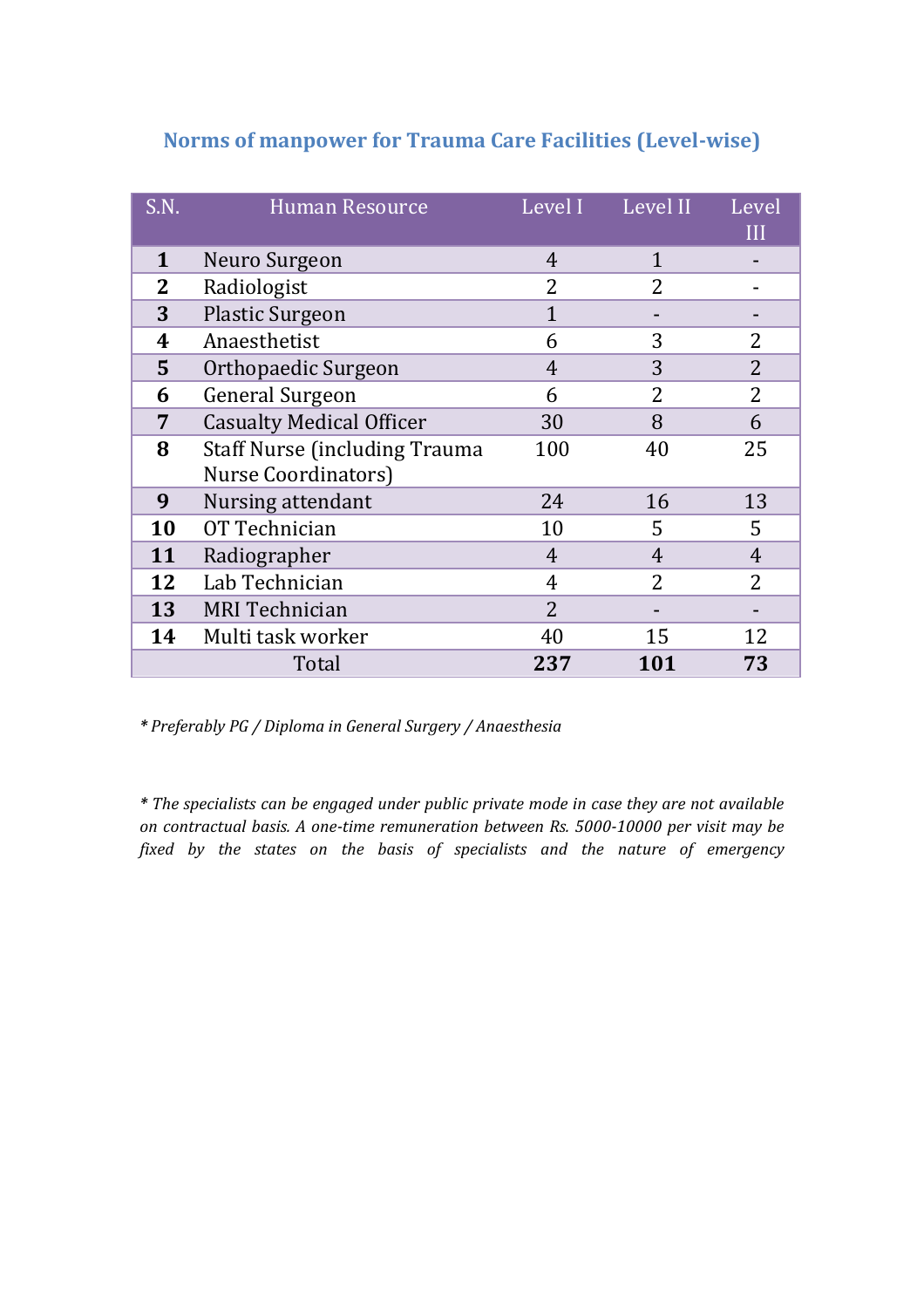## Norms of manpower for Trauma Care Facilities (Level-wise)

| S.N. | Human Resource | Level I | Level II | Level III |
|---|---|---|---|---|
| **1** | Neuro Surgeon | 4 | 1 | - |
| **2** | Radiologist | 2 | 2 | - |
| **3** | Plastic Surgeon | 1 | - | - |
| **4** | Anaesthetist | 6 | 3 | 2 |
| **5** | Orthopaedic Surgeon | 4 | 3 | 2 |
| **6** | General Surgeon | 6 | 2 | 2 |
| **7** | Casualty Medical Officer | 30 | 8 | 6 |
| **8** | Staff Nurse (including Trauma Nurse Coordinators) | 100 | 40 | 25 |
| **9** | Nursing attendant | 24 | 16 | 13 |
| **10** | OT Technician | 10 | 5 | 5 |
| **11** | Radiographer | 4 | 4 | 4 |
| **12** | Lab Technician | 4 | 2 | 2 |
| **13** | MRI Technician | 2 | - | - |
| **14** | Multi task worker | 40 | 15 | 12 |
| | Total | **237** | **101** | **73** |

*\* Preferably PG / Diploma in General Surgery / Anaesthesia*

*\* The specialists can be engaged under public private mode in case they are not available on contractual basis. A one-time remuneration between Rs. 5000-10000 per visit may be fixed by the states on the basis of specialists and the nature of emergency*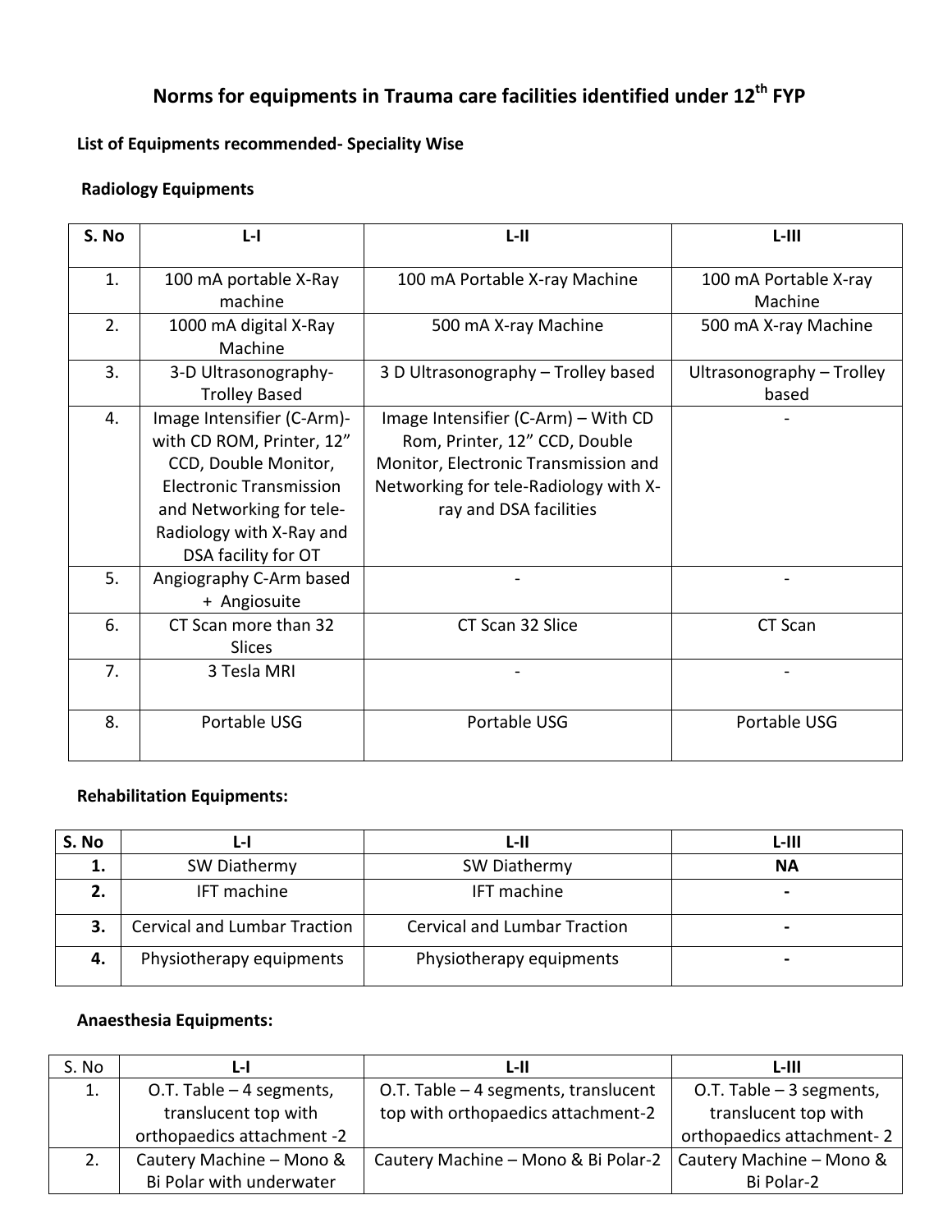# Norms for equipments in Trauma care facilities identified under 12th FYP

**List of Equipments recommended- Speciality Wise**

**Radiology Equipments**

| S. No | L-I | L-II | L-III |
|---|---|---|---|
| 1. | 100 mA portable X-Ray machine | 100 mA Portable X-ray Machine | 100 mA Portable X-ray Machine |
| 2. | 1000 mA digital X-Ray Machine | 500 mA X-ray Machine | 500 mA X-ray Machine |
| 3. | 3-D Ultrasonography-Trolley Based | 3 D Ultrasonography – Trolley based | Ultrasonography – Trolley based |
| 4. | Image Intensifier (C-Arm)- with CD ROM, Printer, 12" CCD, Double Monitor, Electronic Transmission and Networking for tele-Radiology with X-Ray and DSA facility for OT | Image Intensifier (C-Arm) – With CD Rom, Printer, 12" CCD, Double Monitor, Electronic Transmission and Networking for tele-Radiology with X-ray and DSA facilities | - |
| 5. | Angiography C-Arm based + Angiosuite | - | - |
| 6. | CT Scan more than 32 Slices | CT Scan 32 Slice | CT Scan |
| 7. | 3 Tesla MRI | - | - |
| 8. | Portable USG | Portable USG | Portable USG |

**Rehabilitation Equipments:**

| S. No | L-I | L-II | L-III |
|---|---|---|---|
| **1.** | SW Diathermy | SW Diathermy | **NA** |
| **2.** | IFT machine | IFT machine | **-** |
| **3.** | Cervical and Lumbar Traction | Cervical and Lumbar Traction | **-** |
| **4.** | Physiotherapy equipments | Physiotherapy equipments | **-** |

**Anaesthesia Equipments:**

| S. No | L-I | L-II | L-III |
|---|---|---|---|
| 1. | O.T. Table – 4 segments, translucent top with orthopaedics attachment -2 | O.T. Table – 4 segments, translucent top with orthopaedics attachment-2 | O.T. Table – 3 segments, translucent top with orthopaedics attachment- 2 |
| 2. | Cautery Machine – Mono & Bi Polar with underwater | Cautery Machine – Mono & Bi Polar-2 | Cautery Machine – Mono & Bi Polar-2 |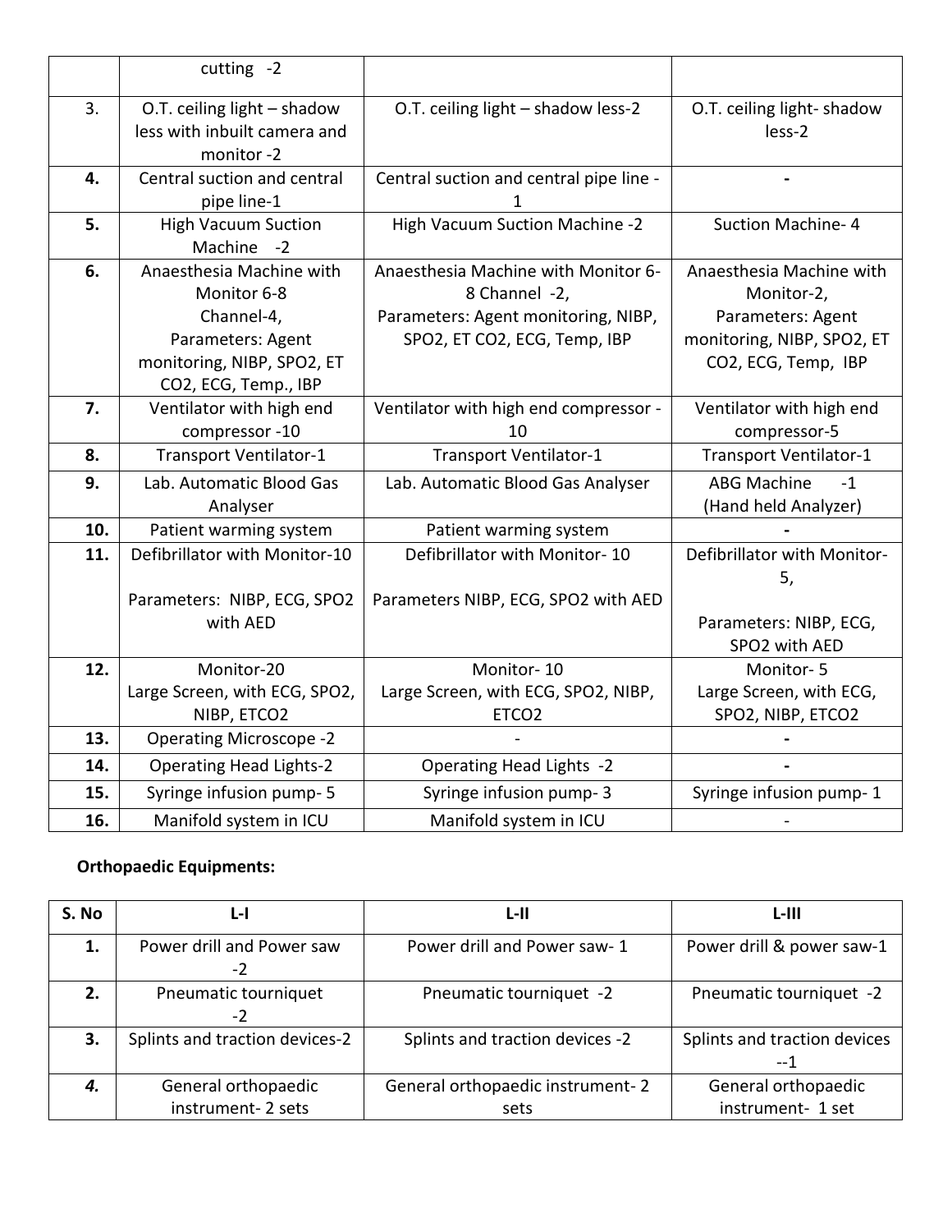|  | cutting -2 |  |  |
|---|---|---|---|
| 3. | O.T. ceiling light – shadow less with inbuilt camera and monitor -2 | O.T. ceiling light – shadow less-2 | O.T. ceiling light- shadow less-2 |
| **4.** | Central suction and central pipe line-1 | Central suction and central pipe line - 1 | **-** |
| **5.** | High Vacuum Suction Machine -2 | High Vacuum Suction Machine -2 | Suction Machine- 4 |
| **6.** | Anaesthesia Machine with Monitor 6-8 Channel-4, Parameters: Agent monitoring, NIBP, SPO2, ET CO2, ECG, Temp., IBP | Anaesthesia Machine with Monitor 6-8 Channel -2, Parameters: Agent monitoring, NIBP, SPO2, ET CO2, ECG, Temp, IBP | Anaesthesia Machine with Monitor-2, Parameters: Agent monitoring, NIBP, SPO2, ET CO2, ECG, Temp, IBP |
| **7.** | Ventilator with high end compressor -10 | Ventilator with high end compressor - 10 | Ventilator with high end compressor-5 |
| **8.** | Transport Ventilator-1 | Transport Ventilator-1 | Transport Ventilator-1 |
| **9.** | Lab. Automatic Blood Gas Analyser | Lab. Automatic Blood Gas Analyser | ABG Machine -1 (Hand held Analyzer) |
| **10.** | Patient warming system | Patient warming system | **-** |
| **11.** | Defibrillator with Monitor-10<br><br>Parameters: NIBP, ECG, SPO2 with AED | Defibrillator with Monitor- 10<br><br>Parameters NIBP, ECG, SPO2 with AED | Defibrillator with Monitor-5,<br><br>Parameters: NIBP, ECG, SPO2 with AED |
| **12.** | Monitor-20 Large Screen, with ECG, SPO2, NIBP, ETCO2 | Monitor- 10 Large Screen, with ECG, SPO2, NIBP, ETCO2 | Monitor- 5 Large Screen, with ECG, SPO2, NIBP, ETCO2 |
| **13.** | Operating Microscope -2 | - | **-** |
| **14.** | Operating Head Lights-2 | Operating Head Lights -2 | **-** |
| **15.** | Syringe infusion pump- 5 | Syringe infusion pump- 3 | Syringe infusion pump- 1 |
| **16.** | Manifold system in ICU | Manifold system in ICU | - |

**Orthopaedic Equipments:**

| S. No | L-I | L-II | L-III |
|---|---|---|---|
| **1.** | Power drill and Power saw -2 | Power drill and Power saw- 1 | Power drill & power saw-1 |
| **2.** | Pneumatic tourniquet -2 | Pneumatic tourniquet -2 | Pneumatic tourniquet -2 |
| **3.** | Splints and traction devices-2 | Splints and traction devices -2 | Splints and traction devices --1 |
| ***4.*** | General orthopaedic instrument- 2 sets | General orthopaedic instrument- 2 sets | General orthopaedic instrument- 1 set |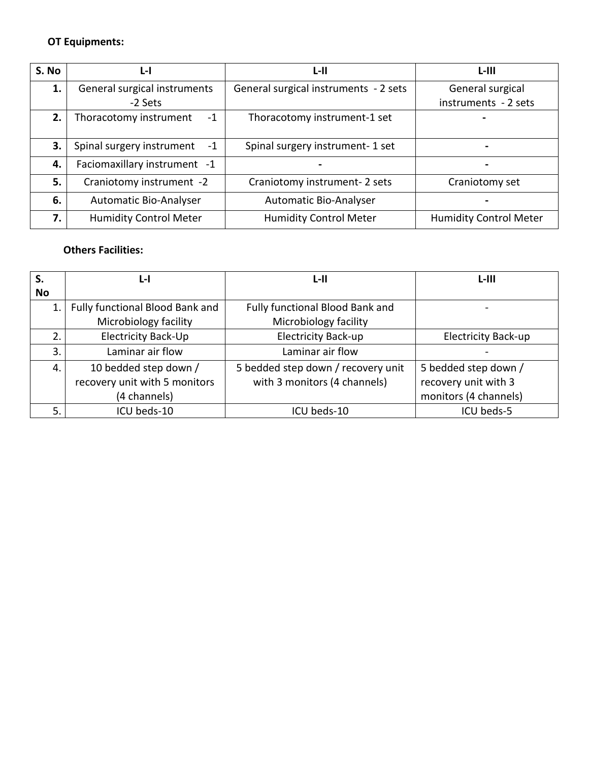**OT Equipments:**

| S. No | L-I | L-II | L-III |
|---|---|---|---|
| **1.** | General surgical instruments -2 Sets | General surgical instruments - 2 sets | General surgical instruments - 2 sets |
| **2.** | Thoracotomy instrument -1 | Thoracotomy instrument-1 set | - |
| **3.** | Spinal surgery instrument -1 | Spinal surgery instrument- 1 set | - |
| **4.** | Faciomaxillary instrument -1 | - | - |
| **5.** | Craniotomy instrument -2 | Craniotomy instrument- 2 sets | Craniotomy set |
| **6.** | Automatic Bio-Analyser | Automatic Bio-Analyser | - |
| **7.** | Humidity Control Meter | Humidity Control Meter | Humidity Control Meter |

**Others Facilities:**

| S. No | L-I | L-II | L-III |
|---|---|---|---|
| 1. | Fully functional Blood Bank and Microbiology facility | Fully functional Blood Bank and Microbiology facility | - |
| 2. | Electricity Back-Up | Electricity Back-up | Electricity Back-up |
| 3. | Laminar air flow | Laminar air flow | - |
| 4. | 10 bedded step down / recovery unit with 5 monitors (4 channels) | 5 bedded step down / recovery unit with 3 monitors (4 channels) | 5 bedded step down / recovery unit with 3 monitors (4 channels) |
| 5. | ICU beds-10 | ICU beds-10 | ICU beds-5 |